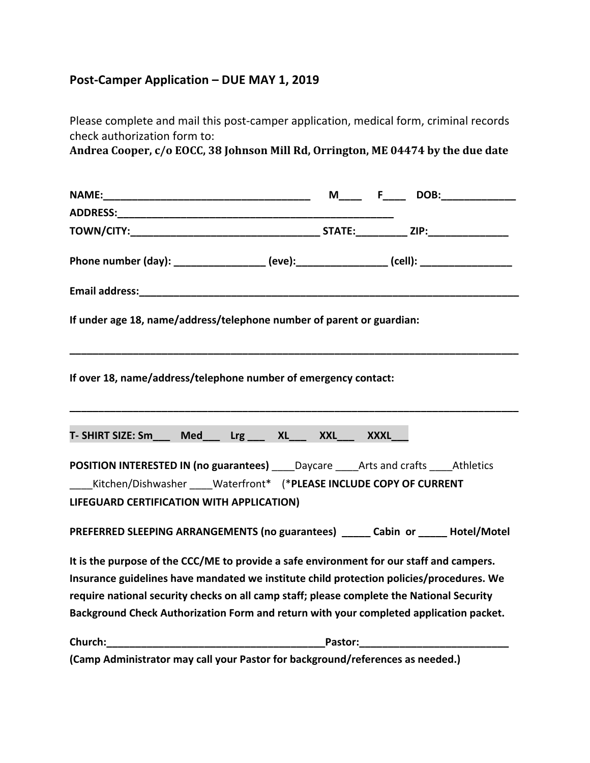## Post-Camper Application – DUE MAY 1, 2019

Please complete and mail this post-camper application, medical form, criminal records check authorization form to:
**Andrea Cooper, c/o EOCC, 38 Johnson Mill Rd, Orrington, ME 04474 by the due date**

**NAME:_____________________________________ M____ F____ DOB:_____________**
**ADDRESS:_________________________________________________**
**TOWN/CITY:_________________________________ STATE:_________ ZIP:______________**

**Phone number (day): ________________ (eve):________________ (cell): ________________**

**Email address:_____________________________________________________________________**

**If under age 18, name/address/telephone number of parent or guardian:**

_________________________________________________________________________________

**If over 18, name/address/telephone number of emergency contact:**

_________________________________________________________________________________

**T- SHIRT SIZE: Sm___ Med___ Lrg ___ XL___ XXL___ XXXL___**

**POSITION INTERESTED IN (no guarantees)** ____Daycare ____Arts and crafts ____Athletics ____Kitchen/Dishwasher ____Waterfront* (***PLEASE INCLUDE COPY OF CURRENT LIFEGUARD CERTIFICATION WITH APPLICATION)**

**PREFERRED SLEEPING ARRANGEMENTS (no guarantees) _____ Cabin or _____ Hotel/Motel**

**It is the purpose of the CCC/ME to provide a safe environment for our staff and campers. Insurance guidelines have mandated we institute child protection policies/procedures. We require national security checks on all camp staff; please complete the National Security Background Check Authorization Form and return with your completed application packet.**

**Church:_______________________________________Pastor:___________________________**
**(Camp Administrator may call your Pastor for background/references as needed.)**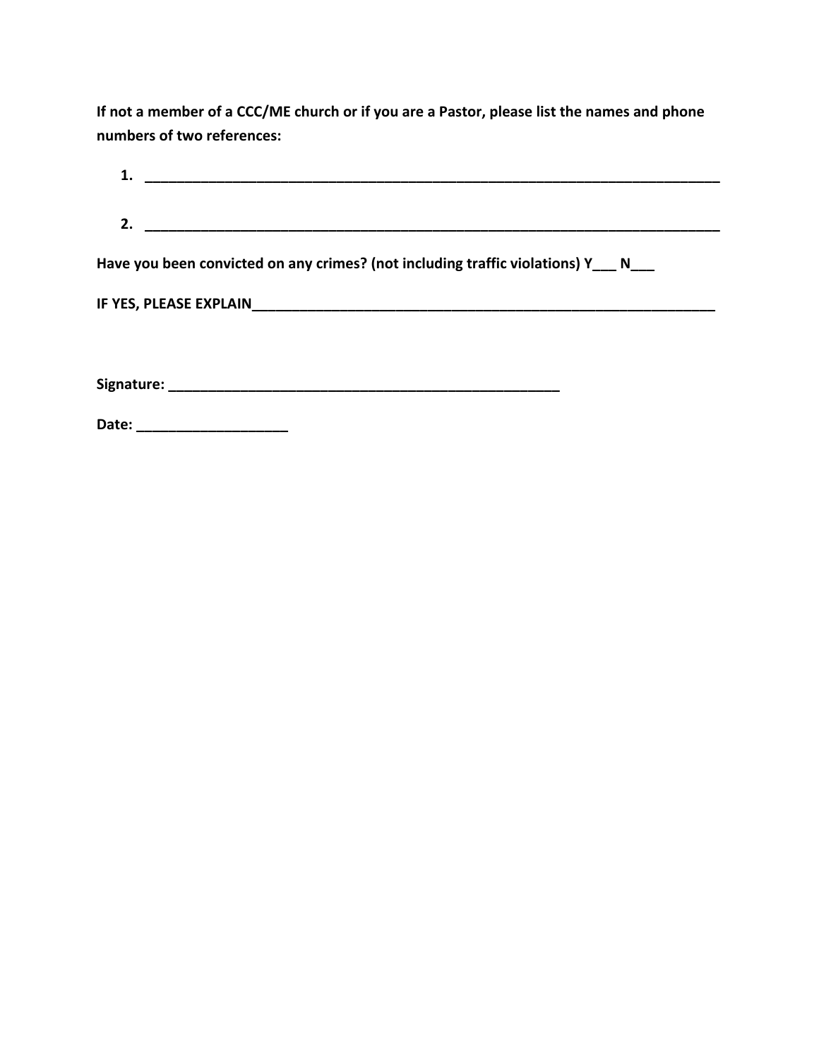**If not a member of a CCC/ME church or if you are a Pastor, please list the names and phone numbers of two references:**

1. ______________________________________________________________________________

2. ______________________________________________________________________________

**Have you been convicted on any crimes? (not including traffic violations) Y___ N___**

**IF YES, PLEASE EXPLAIN______________________________________________________________**

**Signature: ____________________________________________________**

**Date: ___________________**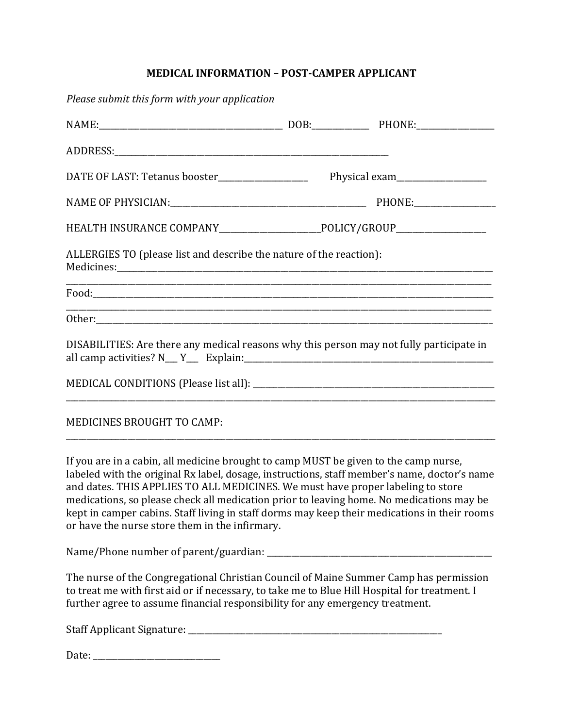## MEDICAL INFORMATION – POST-CAMPER APPLICANT

*Please submit this form with your application*

NAME:_______________________________________ DOB:_____________ PHONE:_________________

ADDRESS:_____________________________________________________________

DATE OF LAST: Tetanus booster____________________ Physical exam____________________

NAME OF PHYSICIAN:_____________________________________________ PHONE:_________________

HEALTH INSURANCE COMPANY______________________POLICY/GROUP____________________

ALLERGIES TO (please list and describe the nature of the reaction):
Medicines:_____________________________________________________________________________________
_______________________________________________________________________________________________

Food:__________________________________________________________________________________________
_______________________________________________________________________________________________

Other:_________________________________________________________________________________________

DISABILITIES: Are there any medical reasons why this person may not fully participate in all camp activities? N___ Y___ Explain:_________________________________________________________

MEDICAL CONDITIONS (Please list all): ______________________________________________________
_______________________________________________________________________________________________

MEDICINES BROUGHT TO CAMP:
_______________________________________________________________________________________________

If you are in a cabin, all medicine brought to camp MUST be given to the camp nurse, labeled with the original Rx label, dosage, instructions, staff member's name, doctor's name and dates. THIS APPLIES TO ALL MEDICINES. We must have proper labeling to store medications, so please check all medication prior to leaving home. No medications may be kept in camper cabins. Staff living in staff dorms may keep their medications in their rooms or have the nurse store them in the infirmary.

Name/Phone number of parent/guardian: ____________________________________________________

The nurse of the Congregational Christian Council of Maine Summer Camp has permission to treat me with first aid or if necessary, to take me to Blue Hill Hospital for treatment. I further agree to assume financial responsibility for any emergency treatment.

Staff Applicant Signature: __________________________________________________________

Date: ___________________________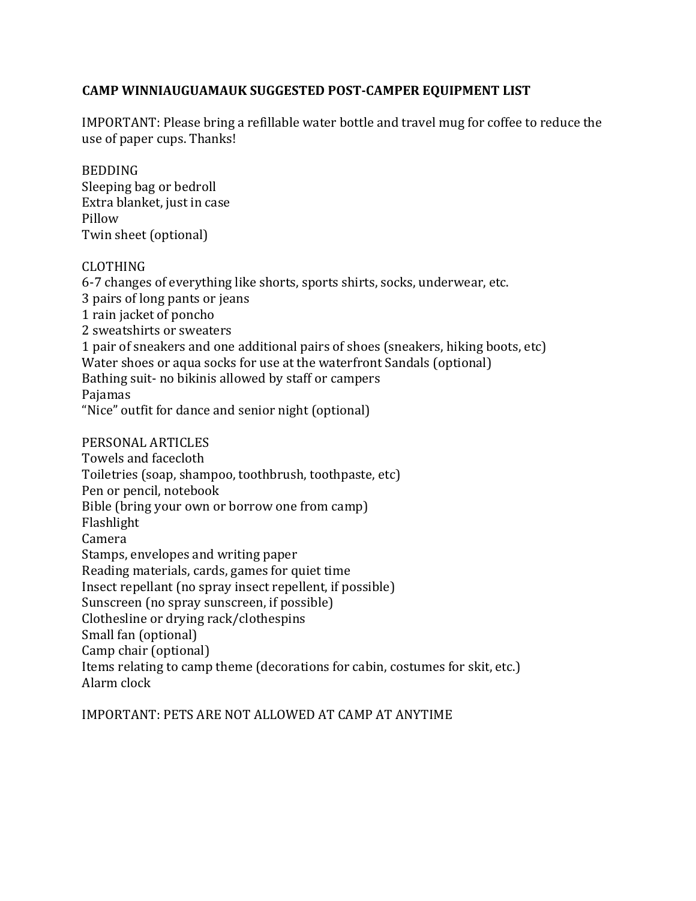# CAMP WINNIAUGUAMAUK SUGGESTED POST-CAMPER EQUIPMENT LIST

IMPORTANT: Please bring a refillable water bottle and travel mug for coffee to reduce the use of paper cups. Thanks!

BEDDING
Sleeping bag or bedroll
Extra blanket, just in case
Pillow
Twin sheet (optional)

CLOTHING
6-7 changes of everything like shorts, sports shirts, socks, underwear, etc.
3 pairs of long pants or jeans
1 rain jacket of poncho
2 sweatshirts or sweaters
1 pair of sneakers and one additional pairs of shoes (sneakers, hiking boots, etc)
Water shoes or aqua socks for use at the waterfront Sandals (optional)
Bathing suit- no bikinis allowed by staff or campers
Pajamas
"Nice" outfit for dance and senior night (optional)

PERSONAL ARTICLES
Towels and facecloth
Toiletries (soap, shampoo, toothbrush, toothpaste, etc)
Pen or pencil, notebook
Bible (bring your own or borrow one from camp)
Flashlight
Camera
Stamps, envelopes and writing paper
Reading materials, cards, games for quiet time
Insect repellant (no spray insect repellent, if possible)
Sunscreen (no spray sunscreen, if possible)
Clothesline or drying rack/clothespins
Small fan (optional)
Camp chair (optional)
Items relating to camp theme (decorations for cabin, costumes for skit, etc.)
Alarm clock

IMPORTANT: PETS ARE NOT ALLOWED AT CAMP AT ANYTIME